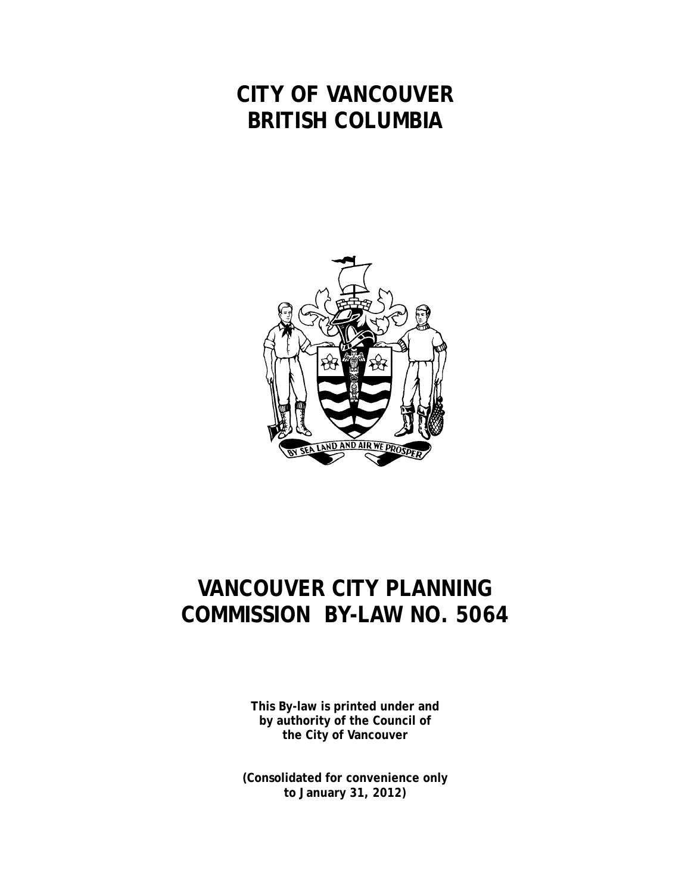# CITY OF VANCOUVER
# BRITISH COLUMBIA

# VANCOUVER CITY PLANNING COMMISSION BY-LAW NO. 5064

**This By-law is printed under and by authority of the Council of the City of Vancouver**

**(Consolidated for convenience only to January 31, 2012)**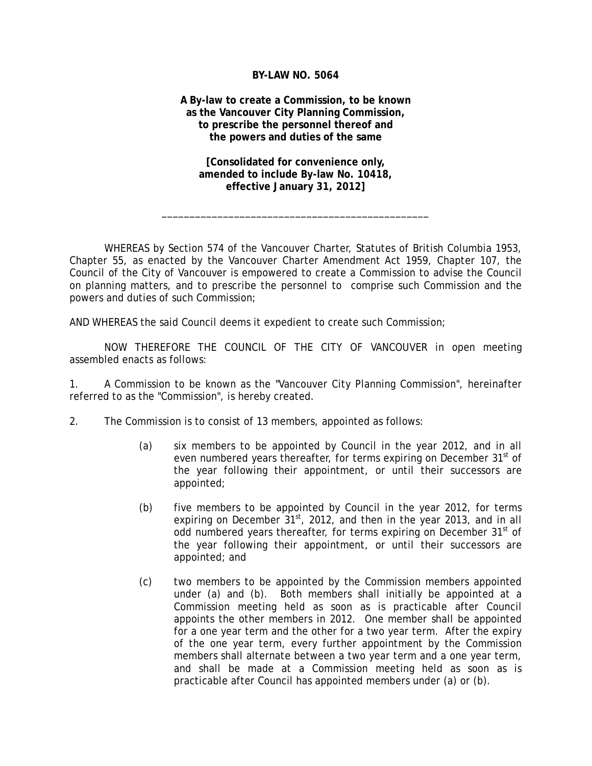**BY-LAW NO. 5064**

**A By-law to create a Commission, to be known as the Vancouver City Planning Commission, to prescribe the personnel thereof and the powers and duties of the same**

**[Consolidated for convenience only, amended to include By-law No. 10418, effective January 31, 2012]**

---

WHEREAS by Section 574 of the Vancouver Charter, Statutes of British Columbia 1953, Chapter 55, as enacted by the Vancouver Charter Amendment Act 1959, Chapter 107, the Council of the City of Vancouver is empowered to create a Commission to advise the Council on planning matters, and to prescribe the personnel to comprise such Commission and the powers and duties of such Commission;

AND WHEREAS the said Council deems it expedient to create such Commission;

NOW THEREFORE THE COUNCIL OF THE CITY OF VANCOUVER in open meeting assembled enacts as follows:

1. A Commission to be known as the "Vancouver City Planning Commission", hereinafter referred to as the "Commission", is hereby created.

2. The Commission is to consist of 13 members, appointed as follows:

   (a) six members to be appointed by Council in the year 2012, and in all even numbered years thereafter, for terms expiring on December 31st of the year following their appointment, or until their successors are appointed;

   (b) five members to be appointed by Council in the year 2012, for terms expiring on December 31st, 2012, and then in the year 2013, and in all odd numbered years thereafter, for terms expiring on December 31st of the year following their appointment, or until their successors are appointed; and

   (c) two members to be appointed by the Commission members appointed under (a) and (b). Both members shall initially be appointed at a Commission meeting held as soon as is practicable after Council appoints the other members in 2012. One member shall be appointed for a one year term and the other for a two year term. After the expiry of the one year term, every further appointment by the Commission members shall alternate between a two year term and a one year term, and shall be made at a Commission meeting held as soon as is practicable after Council has appointed members under (a) or (b).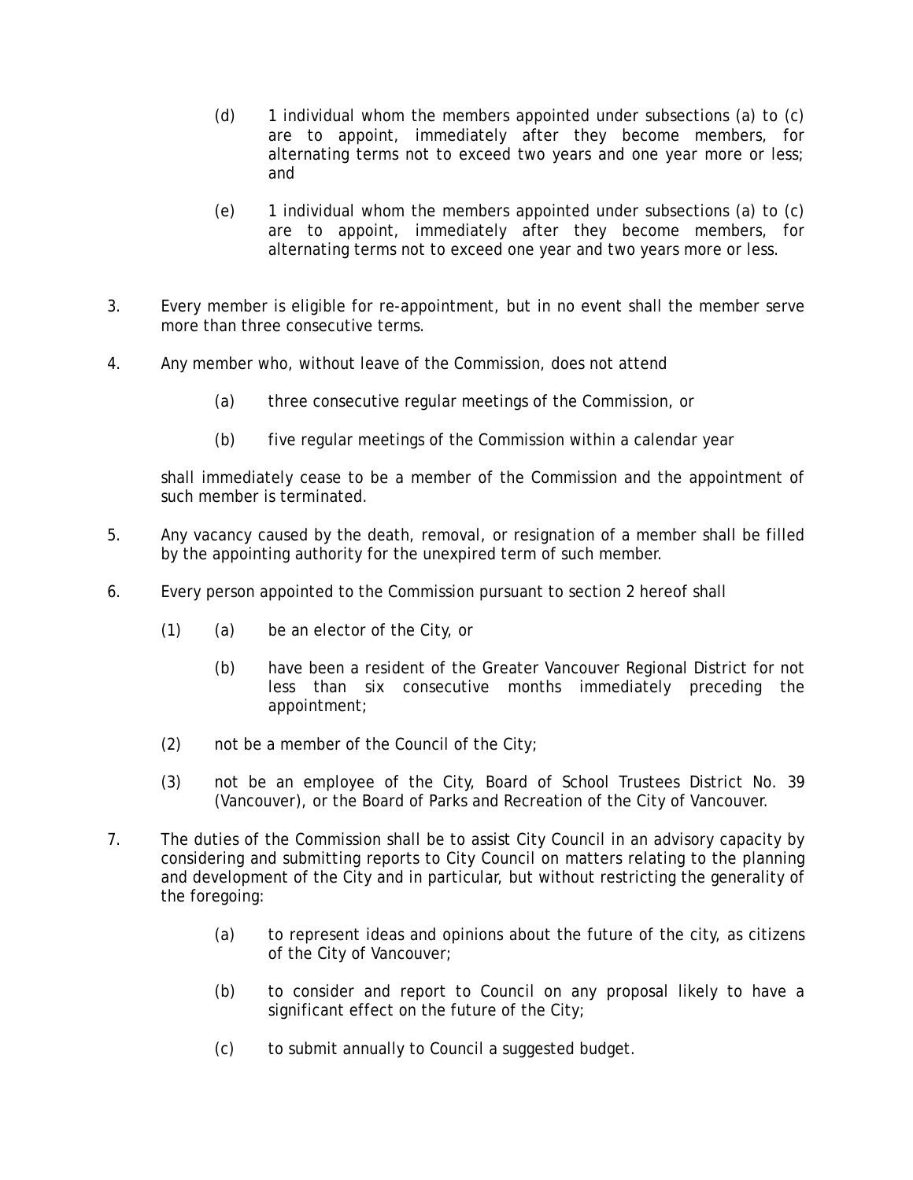(d) 1 individual whom the members appointed under subsections (a) to (c) are to appoint, immediately after they become members, for alternating terms not to exceed two years and one year more or less; and

(e) 1 individual whom the members appointed under subsections (a) to (c) are to appoint, immediately after they become members, for alternating terms not to exceed one year and two years more or less.

3. Every member is eligible for re-appointment, but in no event shall the member serve more than three consecutive terms.

4. Any member who, without leave of the Commission, does not attend

   (a) three consecutive regular meetings of the Commission, or

   (b) five regular meetings of the Commission within a calendar year

   shall immediately cease to be a member of the Commission and the appointment of such member is terminated.

5. Any vacancy caused by the death, removal, or resignation of a member shall be filled by the appointing authority for the unexpired term of such member.

6. Every person appointed to the Commission pursuant to section 2 hereof shall

   (1) (a) be an elector of the City, or

   (b) have been a resident of the Greater Vancouver Regional District for not less than six consecutive months immediately preceding the appointment;

   (2) not be a member of the Council of the City;

   (3) not be an employee of the City, Board of School Trustees District No. 39 (Vancouver), or the Board of Parks and Recreation of the City of Vancouver.

7. The duties of the Commission shall be to assist City Council in an advisory capacity by considering and submitting reports to City Council on matters relating to the planning and development of the City and in particular, but without restricting the generality of the foregoing:

   (a) to represent ideas and opinions about the future of the city, as citizens of the City of Vancouver;

   (b) to consider and report to Council on any proposal likely to have a significant effect on the future of the City;

   (c) to submit annually to Council a suggested budget.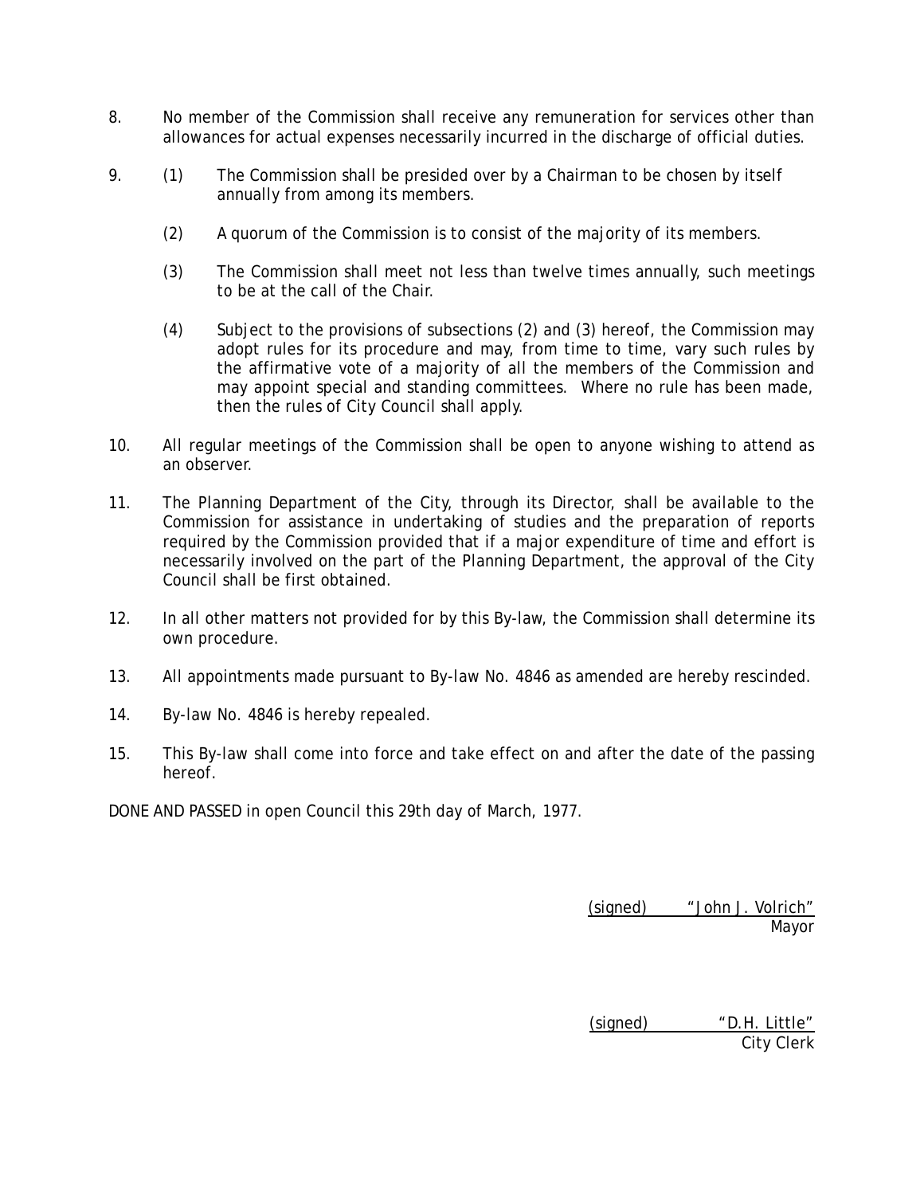8. No member of the Commission shall receive any remuneration for services other than allowances for actual expenses necessarily incurred in the discharge of official duties.

9. (1) The Commission shall be presided over by a Chairman to be chosen by itself annually from among its members.

   (2) A quorum of the Commission is to consist of the majority of its members.

   (3) The Commission shall meet not less than twelve times annually, such meetings to be at the call of the Chair.

   (4) Subject to the provisions of subsections (2) and (3) hereof, the Commission may adopt rules for its procedure and may, from time to time, vary such rules by the affirmative vote of a majority of all the members of the Commission and may appoint special and standing committees. Where no rule has been made, then the rules of City Council shall apply.

10. All regular meetings of the Commission shall be open to anyone wishing to attend as an observer.

11. The Planning Department of the City, through its Director, shall be available to the Commission for assistance in undertaking of studies and the preparation of reports required by the Commission provided that if a major expenditure of time and effort is necessarily involved on the part of the Planning Department, the approval of the City Council shall be first obtained.

12. In all other matters not provided for by this By-law, the Commission shall determine its own procedure.

13. All appointments made pursuant to By-law No. 4846 as amended are hereby rescinded.

14. By-law No. 4846 is hereby repealed.

15. This By-law shall come into force and take effect on and after the date of the passing hereof.

DONE AND PASSED in open Council this 29th day of March, 1977.

(signed) "John J. Volrich"
Mayor

(signed) "D.H. Little"
City Clerk